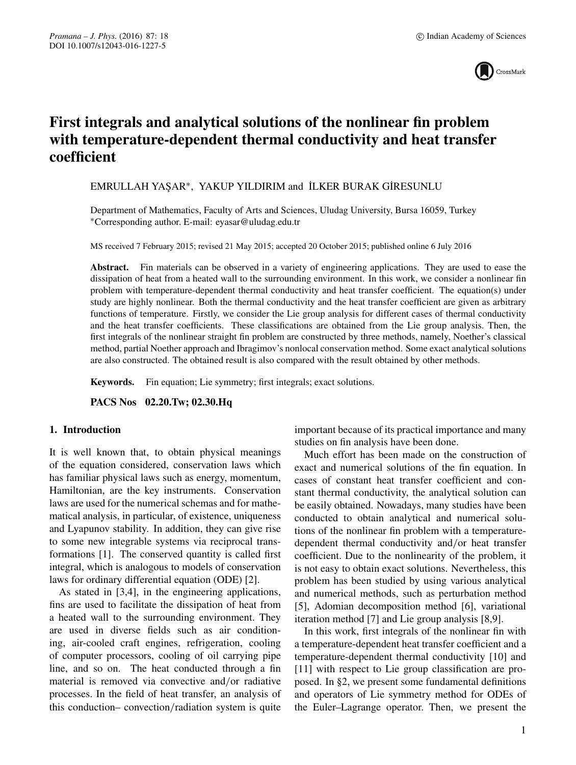# First integrals and analytical solutions of the nonlinear fin problem with temperature-dependent thermal conductivity and heat transfer coefficient

EMRULLAH YAŞAR*, YAKUP YILDIRIM and İLKER BURAK GİRESUNLU

Department of Mathematics, Faculty of Arts and Sciences, Uludag University, Bursa 16059, Turkey
*Corresponding author. E-mail: eyasar@uludag.edu.tr

MS received 7 February 2015; revised 21 May 2015; accepted 20 October 2015; published online 6 July 2016

**Abstract.** Fin materials can be observed in a variety of engineering applications. They are used to ease the dissipation of heat from a heated wall to the surrounding environment. In this work, we consider a nonlinear fin problem with temperature-dependent thermal conductivity and heat transfer coefficient. The equation(s) under study are highly nonlinear. Both the thermal conductivity and the heat transfer coefficient are given as arbitrary functions of temperature. Firstly, we consider the Lie group analysis for different cases of thermal conductivity and the heat transfer coefficients. These classifications are obtained from the Lie group analysis. Then, the first integrals of the nonlinear straight fin problem are constructed by three methods, namely, Noether's classical method, partial Noether approach and Ibragimov's nonlocal conservation method. Some exact analytical solutions are also constructed. The obtained result is also compared with the result obtained by other methods.

**Keywords.** Fin equation; Lie symmetry; first integrals; exact solutions.

**PACS Nos** 02.20.Tw; 02.30.Hq

## 1. Introduction

It is well known that, to obtain physical meanings of the equation considered, conservation laws which has familiar physical laws such as energy, momentum, Hamiltonian, are the key instruments. Conservation laws are used for the numerical schemas and for mathematical analysis, in particular, of existence, uniqueness and Lyapunov stability. In addition, they can give rise to some new integrable systems via reciprocal transformations [1]. The conserved quantity is called first integral, which is analogous to models of conservation laws for ordinary differential equation (ODE) [2].

As stated in [3,4], in the engineering applications, fins are used to facilitate the dissipation of heat from a heated wall to the surrounding environment. They are used in diverse fields such as air conditioning, air-cooled craft engines, refrigeration, cooling of computer processors, cooling of oil carrying pipe line, and so on. The heat conducted through a fin material is removed via convective and/or radiative processes. In the field of heat transfer, an analysis of this conduction– convection/radiation system is quite important because of its practical importance and many studies on fin analysis have been done.

Much effort has been made on the construction of exact and numerical solutions of the fin equation. In cases of constant heat transfer coefficient and constant thermal conductivity, the analytical solution can be easily obtained. Nowadays, many studies have been conducted to obtain analytical and numerical solutions of the nonlinear fin problem with a temperature-dependent thermal conductivity and/or heat transfer coefficient. Due to the nonlinearity of the problem, it is not easy to obtain exact solutions. Nevertheless, this problem has been studied by using various analytical and numerical methods, such as perturbation method [5], Adomian decomposition method [6], variational iteration method [7] and Lie group analysis [8,9].

In this work, first integrals of the nonlinear fin with a temperature-dependent heat transfer coefficient and a temperature-dependent thermal conductivity [10] and [11] with respect to Lie group classification are proposed. In §2, we present some fundamental definitions and operators of Lie symmetry method for ODEs of the Euler–Lagrange operator. Then, we present the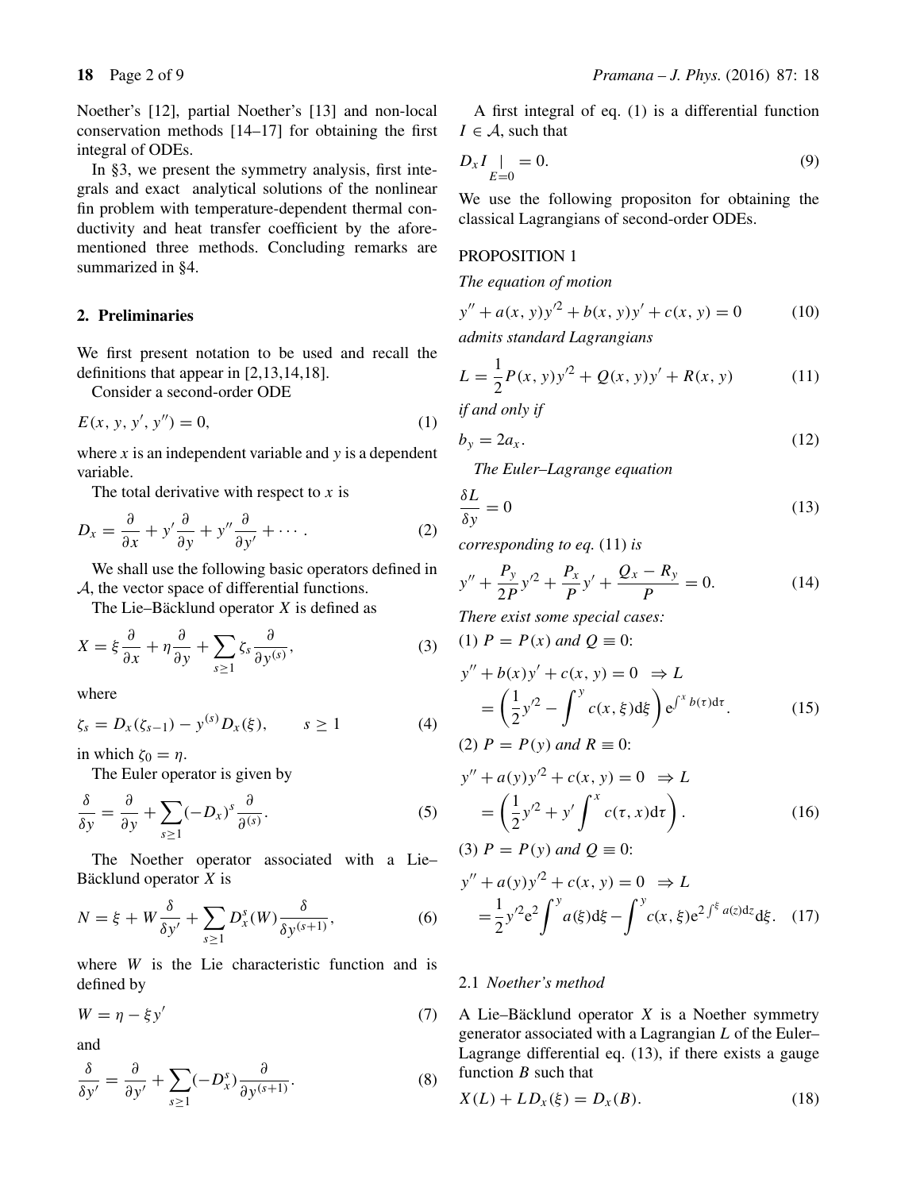Noether's [12], partial Noether's [13] and non-local conservation methods [14–17] for obtaining the first integral of ODEs.

In §3, we present the symmetry analysis, first integrals and exact analytical solutions of the nonlinear fin problem with temperature-dependent thermal conductivity and heat transfer coefficient by the aforementioned three methods. Concluding remarks are summarized in §4.

## 2. Preliminaries

We first present notation to be used and recall the definitions that appear in [2,13,14,18].

Consider a second-order ODE

$$E(x, y, y', y'') = 0, \tag{1}$$

where $x$ is an independent variable and $y$ is a dependent variable.

The total derivative with respect to $x$ is

$$D_x = \frac{\partial}{\partial x} + y' \frac{\partial}{\partial y} + y'' \frac{\partial}{\partial y'} + \cdots . \tag{2}$$

We shall use the following basic operators defined in $\mathcal{A}$, the vector space of differential functions.

The Lie–Bäcklund operator $X$ is defined as

$$X = \xi \frac{\partial}{\partial x} + \eta \frac{\partial}{\partial y} + \sum_{s \geq 1} \zeta_s \frac{\partial}{\partial y^{(s)}}, \tag{3}$$

where

$$\zeta_s = D_x(\zeta_{s-1}) - y^{(s)} D_x(\xi), \qquad s \geq 1 \tag{4}$$

in which $\zeta_0 = \eta$.

The Euler operator is given by

$$\frac{\delta}{\delta y} = \frac{\partial}{\partial y} + \sum_{s \geq 1} (-D_x)^s \frac{\partial}{\partial^{(s)}}. \tag{5}$$

The Noether operator associated with a Lie–Bäcklund operator $X$ is

$$N = \xi + W \frac{\delta}{\delta y'} + \sum_{s \geq 1} D_x^s(W) \frac{\delta}{\delta y^{(s+1)}}, \tag{6}$$

where $W$ is the Lie characteristic function and is defined by

$$W = \eta - \xi y' \tag{7}$$

and

$$\frac{\delta}{\delta y'} = \frac{\partial}{\partial y'} + \sum_{s \geq 1} (-D_x^s) \frac{\partial}{\partial y^{(s+1)}}. \tag{8}$$

A first integral of eq. (1) is a differential function $I \in \mathcal{A}$, such that

$$D_x I \underset{E=0}{|} = 0. \tag{9}$$

We use the following propositon for obtaining the classical Lagrangians of second-order ODEs.

PROPOSITION 1

*The equation of motion*

$$y'' + a(x, y) y'^2 + b(x, y) y' + c(x, y) = 0 \tag{10}$$

*admits standard Lagrangians*

$$L = \frac{1}{2} P(x, y) y'^2 + Q(x, y) y' + R(x, y) \tag{11}$$

*if and only if*

$$b_y = 2a_x. \tag{12}$$

*The Euler–Lagrange equation*

$$\frac{\delta L}{\delta y} = 0 \tag{13}$$

*corresponding to eq.* (11) *is*

$$y'' + \frac{P_y}{2P} y'^2 + \frac{P_x}{P} y' + \frac{Q_x - R_y}{P} = 0. \tag{14}$$

*There exist some special cases:*

(1) $P = P(x)$ *and* $Q \equiv 0$:

$$y'' + b(x) y' + c(x, y) = 0 \ \Rightarrow L = \left( \frac{1}{2} y'^2 - \int^y c(x, \xi) \mathrm{d}\xi \right) \mathrm{e}^{\int^x b(\tau) \mathrm{d}\tau}. \tag{15}$$

(2) $P = P(y)$ *and* $R \equiv 0$:

$$y'' + a(y) y'^2 + c(x, y) = 0 \ \Rightarrow L = \left( \frac{1}{2} y'^2 + y' \int^x c(\tau, x) \mathrm{d}\tau \right). \tag{16}$$

(3) $P = P(y)$ *and* $Q \equiv 0$:

$$y'' + a(y) y'^2 + c(x, y) = 0 \ \Rightarrow L = \frac{1}{2} y'^2 \mathrm{e}^{2 \int^y a(\xi) \mathrm{d}\xi} - \int^y c(x, \xi) \mathrm{e}^{2 \int^\xi a(z) \mathrm{d}z} \mathrm{d}\xi. \tag{17}$$

### 2.1 *Noether's method*

A Lie–Bäcklund operator $X$ is a Noether symmetry generator associated with a Lagrangian $L$ of the Euler–Lagrange differential eq. (13), if there exists a gauge function $B$ such that

$$X(L) + L D_x(\xi) = D_x(B). \tag{18}$$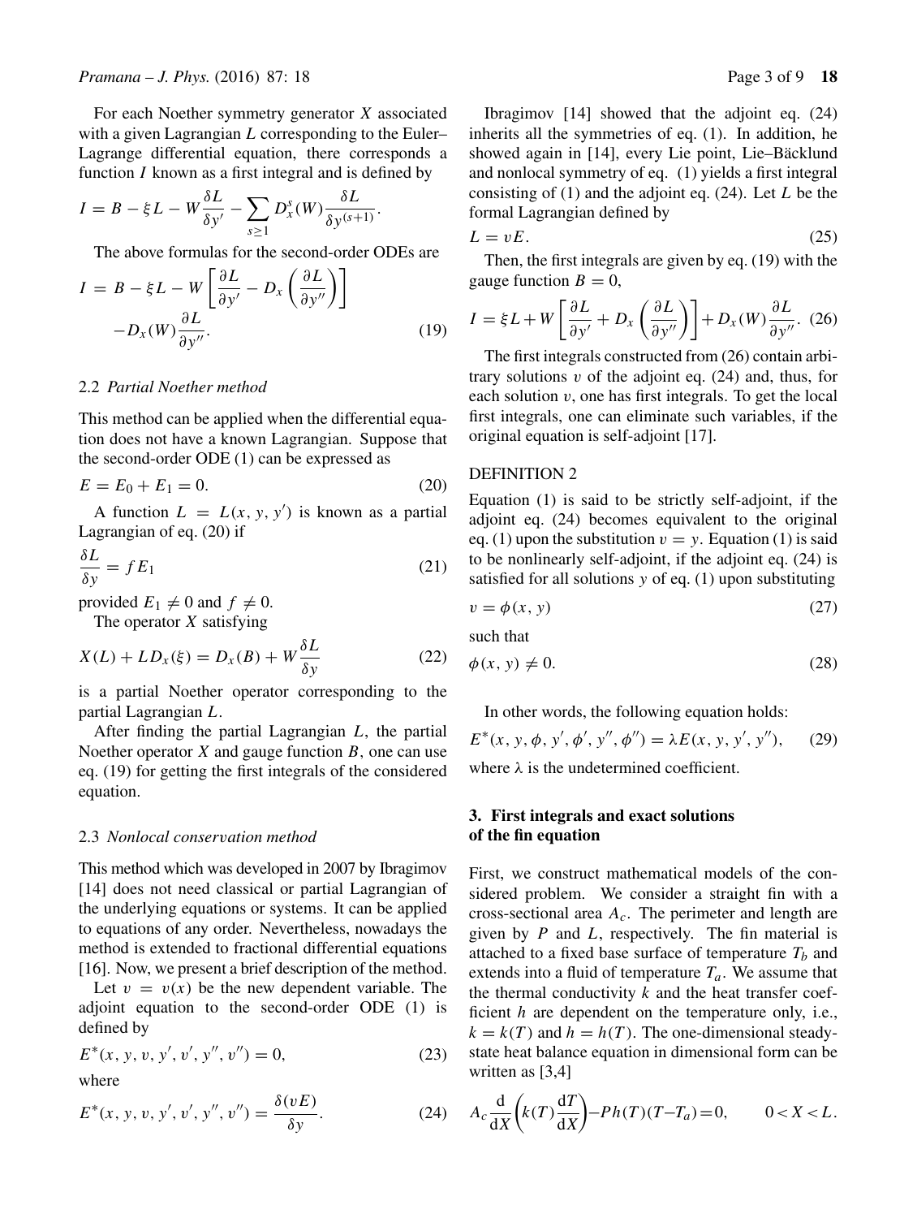For each Noether symmetry generator $X$ associated with a given Lagrangian $L$ corresponding to the Euler–Lagrange differential equation, there corresponds a function $I$ known as a first integral and is defined by

$$I = B - \xi L - W\frac{\delta L}{\delta y'} - \sum_{s\geq 1} D_x^s(W)\frac{\delta L}{\delta y^{(s+1)}}.$$

The above formulas for the second-order ODEs are

$$I = B - \xi L - W\left[\frac{\partial L}{\partial y'} - D_x\left(\frac{\partial L}{\partial y''}\right)\right] - D_x(W)\frac{\partial L}{\partial y''}. \tag{19}$$

### 2.2 *Partial Noether method*

This method can be applied when the differential equation does not have a known Lagrangian. Suppose that the second-order ODE (1) can be expressed as

$$E = E_0 + E_1 = 0. \tag{20}$$

A function $L = L(x, y, y')$ is known as a partial Lagrangian of eq. (20) if

$$\frac{\delta L}{\delta y} = f E_1 \tag{21}$$

provided $E_1 \neq 0$ and $f \neq 0$.

The operator $X$ satisfying

$$X(L) + LD_x(\xi) = D_x(B) + W\frac{\delta L}{\delta y} \tag{22}$$

is a partial Noether operator corresponding to the partial Lagrangian $L$.

After finding the partial Lagrangian $L$, the partial Noether operator $X$ and gauge function $B$, one can use eq. (19) for getting the first integrals of the considered equation.

### 2.3 *Nonlocal conservation method*

This method which was developed in 2007 by Ibragimov [14] does not need classical or partial Lagrangian of the underlying equations or systems. It can be applied to equations of any order. Nevertheless, nowadays the method is extended to fractional differential equations [16]. Now, we present a brief description of the method.

Let $v = v(x)$ be the new dependent variable. The adjoint equation to the second-order ODE (1) is defined by

$$E^*(x, y, v, y', v', y'', v'') = 0, \tag{23}$$

where

$$E^*(x, y, v, y', v', y'', v'') = \frac{\delta(vE)}{\delta y}. \tag{24}$$

Ibragimov [14] showed that the adjoint eq. (24) inherits all the symmetries of eq. (1). In addition, he showed again in [14], every Lie point, Lie–Bäcklund and nonlocal symmetry of eq. (1) yields a first integral consisting of (1) and the adjoint eq. (24). Let $L$ be the formal Lagrangian defined by

$$L = vE. \tag{25}$$

Then, the first integrals are given by eq. (19) with the gauge function $B = 0$,

$$I = \xi L + W\left[\frac{\partial L}{\partial y'} + D_x\left(\frac{\partial L}{\partial y''}\right)\right] + D_x(W)\frac{\partial L}{\partial y''}. \tag{26}$$

The first integrals constructed from (26) contain arbitrary solutions $v$ of the adjoint eq. (24) and, thus, for each solution $v$, one has first integrals. To get the local first integrals, one can eliminate such variables, if the original equation is self-adjoint [17].

DEFINITION 2

Equation (1) is said to be strictly self-adjoint, if the adjoint eq. (24) becomes equivalent to the original eq. (1) upon the substitution $v = y$. Equation (1) is said to be nonlinearly self-adjoint, if the adjoint eq. (24) is satisfied for all solutions $y$ of eq. (1) upon substituting

$$v = \phi(x, y) \tag{27}$$

such that

$$\phi(x, y) \neq 0. \tag{28}$$

In other words, the following equation holds:

$$E^*(x, y, \phi, y', \phi', y'', \phi'') = \lambda E(x, y, y', y''), \tag{29}$$

where $\lambda$ is the undetermined coefficient.

## 3. First integrals and exact solutions of the fin equation

First, we construct mathematical models of the considered problem. We consider a straight fin with a cross-sectional area $A_c$. The perimeter and length are given by $P$ and $L$, respectively. The fin material is attached to a fixed base surface of temperature $T_b$ and extends into a fluid of temperature $T_a$. We assume that the thermal conductivity $k$ and the heat transfer coefficient $h$ are dependent on the temperature only, i.e., $k = k(T)$ and $h = h(T)$. The one-dimensional steady-state heat balance equation in dimensional form can be written as [3,4]

$$A_c\frac{\mathrm{d}}{\mathrm{d}X}\left(k(T)\frac{\mathrm{d}T}{\mathrm{d}X}\right) - Ph(T)(T - T_a) = 0, \qquad 0 < X < L.$$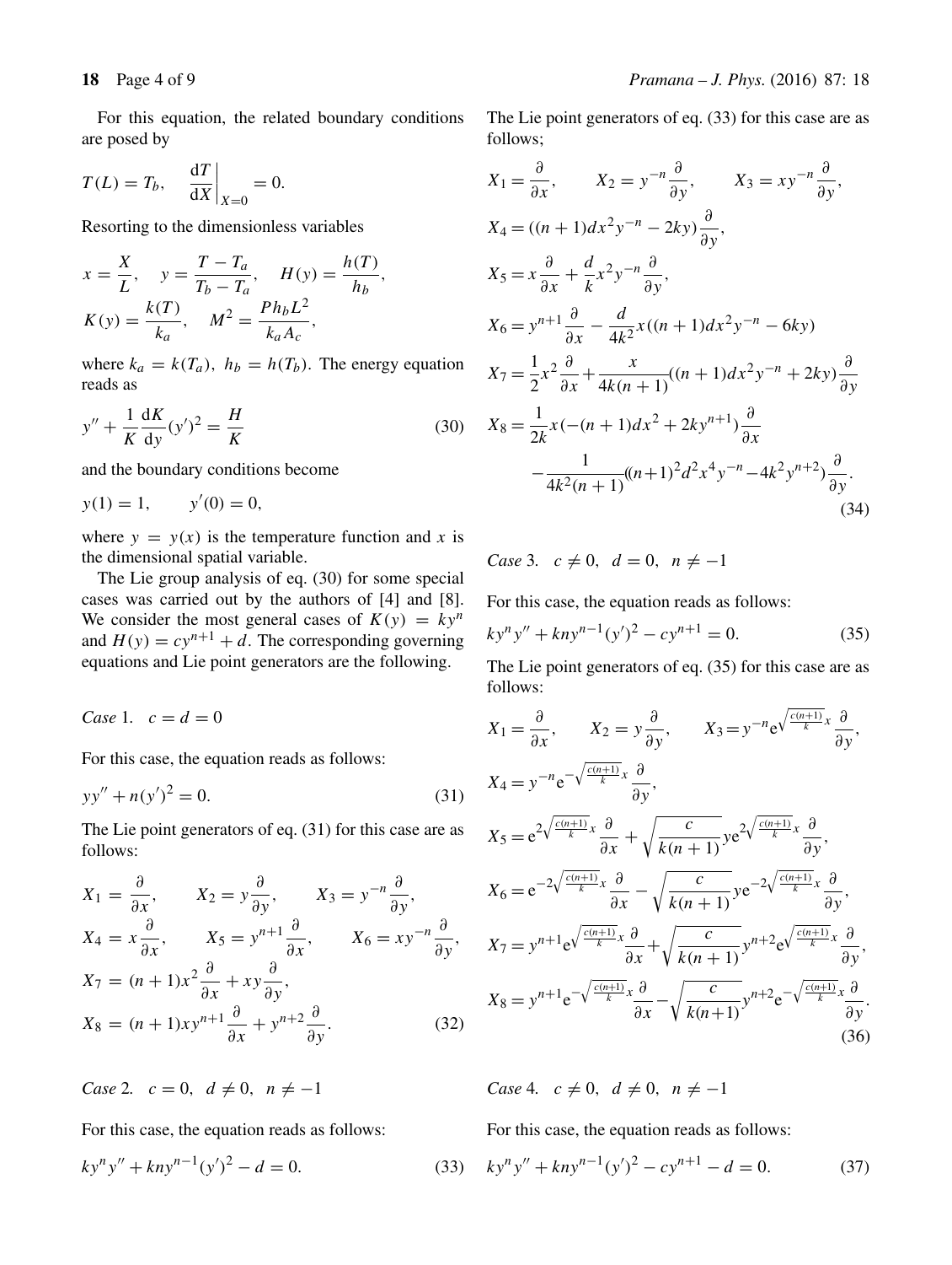For this equation, the related boundary conditions are posed by

$$T(L) = T_b, \quad \left.\frac{\mathrm{d}T}{\mathrm{d}X}\right|_{X=0} = 0.$$

Resorting to the dimensionless variables

$$x = \frac{X}{L}, \quad y = \frac{T - T_a}{T_b - T_a}, \quad H(y) = \frac{h(T)}{h_b},$$
$$K(y) = \frac{k(T)}{k_a}, \quad M^2 = \frac{P h_b L^2}{k_a A_c},$$

where $k_a = k(T_a)$, $h_b = h(T_b)$. The energy equation reads as

$$y'' + \frac{1}{K}\frac{\mathrm{d}K}{\mathrm{d}y}(y')^2 = \frac{H}{K} \tag{30}$$

and the boundary conditions become

$$y(1) = 1, \qquad y'(0) = 0,$$

where $y = y(x)$ is the temperature function and $x$ is the dimensional spatial variable.

The Lie group analysis of eq. (30) for some special cases was carried out by the authors of [4] and [8]. We consider the most general cases of $K(y) = ky^n$ and $H(y) = cy^{n+1} + d$. The corresponding governing equations and Lie point generators are the following.

*Case* 1. $c = d = 0$

For this case, the equation reads as follows:

$$yy'' + n(y')^2 = 0. \tag{31}$$

The Lie point generators of eq. (31) for this case are as follows:

$$
\begin{aligned}
&X_1 = \frac{\partial}{\partial x}, \qquad X_2 = y\frac{\partial}{\partial y}, \qquad X_3 = y^{-n}\frac{\partial}{\partial y},\\
&X_4 = x\frac{\partial}{\partial x}, \qquad X_5 = y^{n+1}\frac{\partial}{\partial x}, \qquad X_6 = xy^{-n}\frac{\partial}{\partial y},\\
&X_7 = (n+1)x^2\frac{\partial}{\partial x} + xy\frac{\partial}{\partial y},\\
&X_8 = (n+1)xy^{n+1}\frac{\partial}{\partial x} + y^{n+2}\frac{\partial}{\partial y}.
\end{aligned} \tag{32}
$$

*Case* 2. $c = 0$, $d \neq 0$, $n \neq -1$

For this case, the equation reads as follows:

$$ky^n y'' + kny^{n-1}(y')^2 - d = 0. \tag{33}$$

The Lie point generators of eq. (33) for this case are as follows;

$$
\begin{aligned}
&X_1 = \frac{\partial}{\partial x}, \qquad X_2 = y^{-n}\frac{\partial}{\partial y}, \qquad X_3 = xy^{-n}\frac{\partial}{\partial y},\\
&X_4 = ((n+1)dx^2y^{-n} - 2ky)\frac{\partial}{\partial y},\\
&X_5 = x\frac{\partial}{\partial x} + \frac{d}{k}x^2y^{-n}\frac{\partial}{\partial y},\\
&X_6 = y^{n+1}\frac{\partial}{\partial x} - \frac{d}{4k^2}x((n+1)dx^2y^{-n} - 6ky)\\
&X_7 = \frac{1}{2}x^2\frac{\partial}{\partial x} + \frac{x}{4k(n+1)}((n+1)dx^2y^{-n} + 2ky)\frac{\partial}{\partial y}\\
&X_8 = \frac{1}{2k}x(-(n+1)dx^2 + 2ky^{n+1})\frac{\partial}{\partial x}\\
&\qquad - \frac{1}{4k^2(n+1)}((n+1)^2d^2x^4y^{-n} - 4k^2y^{n+2})\frac{\partial}{\partial y}.
\end{aligned} \tag{34}
$$

*Case* 3. $c \neq 0$, $d = 0$, $n \neq -1$

For this case, the equation reads as follows:

$$ky^n y'' + kny^{n-1}(y')^2 - cy^{n+1} = 0. \tag{35}$$

The Lie point generators of eq. (35) for this case are as follows:

$$
\begin{aligned}
&X_1 = \frac{\partial}{\partial x}, \qquad X_2 = y\frac{\partial}{\partial y}, \qquad X_3 = y^{-n}\mathrm{e}^{\sqrt{\frac{c(n+1)}{k}}x}\frac{\partial}{\partial y},\\
&X_4 = y^{-n}\mathrm{e}^{-\sqrt{\frac{c(n+1)}{k}}x}\frac{\partial}{\partial y},\\
&X_5 = \mathrm{e}^{2\sqrt{\frac{c(n+1)}{k}}x}\frac{\partial}{\partial x} + \sqrt{\frac{c}{k(n+1)}}y\mathrm{e}^{2\sqrt{\frac{c(n+1)}{k}}x}\frac{\partial}{\partial y},\\
&X_6 = \mathrm{e}^{-2\sqrt{\frac{c(n+1)}{k}}x}\frac{\partial}{\partial x} - \sqrt{\frac{c}{k(n+1)}}y\mathrm{e}^{-2\sqrt{\frac{c(n+1)}{k}}x}\frac{\partial}{\partial y},\\
&X_7 = y^{n+1}\mathrm{e}^{\sqrt{\frac{c(n+1)}{k}}x}\frac{\partial}{\partial x} + \sqrt{\frac{c}{k(n+1)}}y^{n+2}\mathrm{e}^{\sqrt{\frac{c(n+1)}{k}}x}\frac{\partial}{\partial y},\\
&X_8 = y^{n+1}\mathrm{e}^{-\sqrt{\frac{c(n+1)}{k}}x}\frac{\partial}{\partial x} - \sqrt{\frac{c}{k(n+1)}}y^{n+2}\mathrm{e}^{-\sqrt{\frac{c(n+1)}{k}}x}\frac{\partial}{\partial y}.
\end{aligned} \tag{36}
$$

*Case* 4. $c \neq 0$, $d \neq 0$, $n \neq -1$

For this case, the equation reads as follows:

$$ky^n y'' + kny^{n-1}(y')^2 - cy^{n+1} - d = 0. \tag{37}$$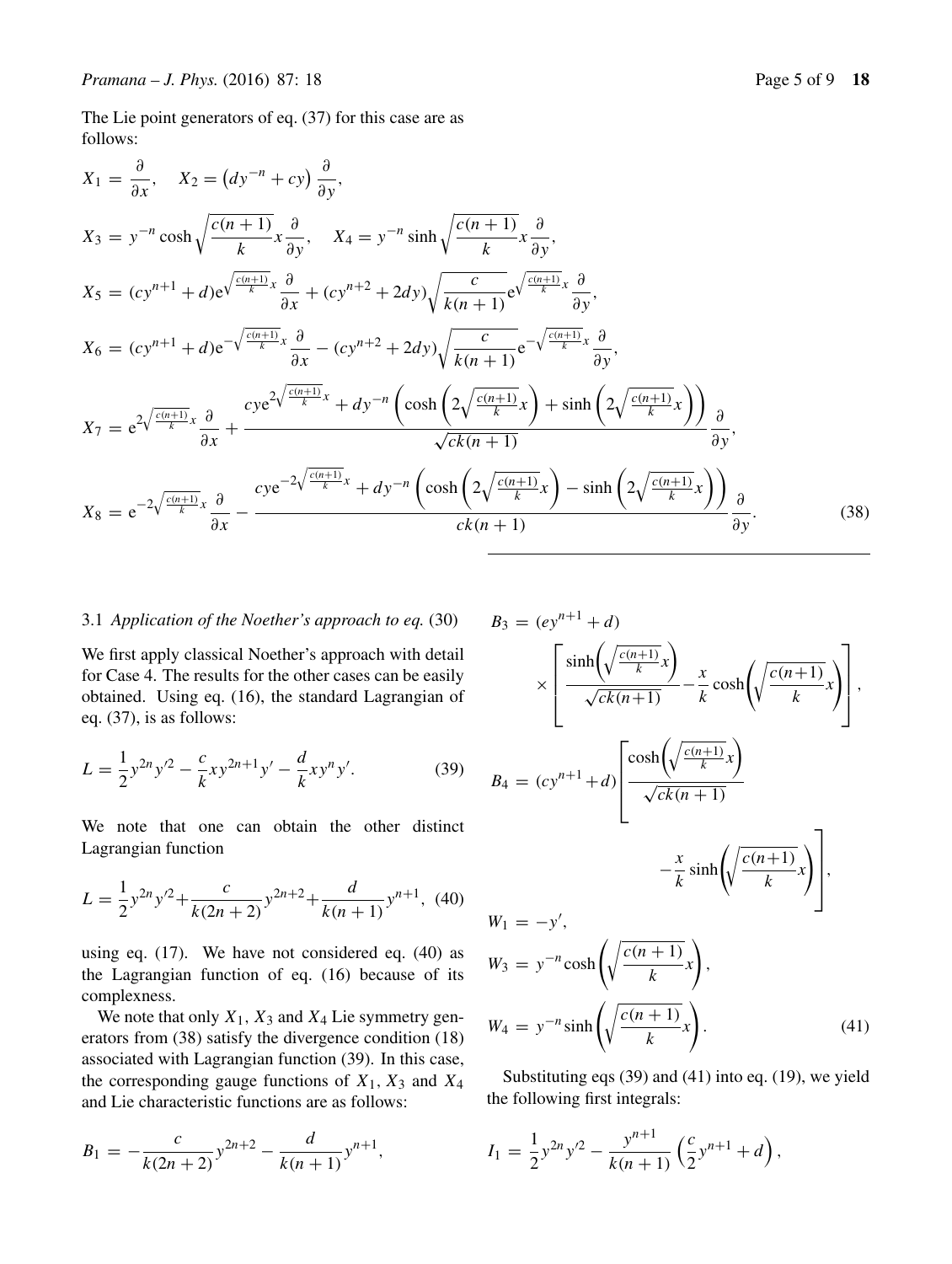The Lie point generators of eq. (37) for this case are as follows:

$$
\begin{aligned}
X_1 &= \frac{\partial}{\partial x}, \quad X_2 = \left(dy^{-n} + cy\right)\frac{\partial}{\partial y},\\
X_3 &= y^{-n}\cosh\sqrt{\frac{c(n+1)}{k}}x\frac{\partial}{\partial y}, \quad X_4 = y^{-n}\sinh\sqrt{\frac{c(n+1)}{k}}x\frac{\partial}{\partial y},\\
X_5 &= (cy^{n+1}+d)\mathrm{e}^{\sqrt{\frac{c(n+1)}{k}}x}\frac{\partial}{\partial x} + (cy^{n+2}+2dy)\sqrt{\frac{c}{k(n+1)}}\mathrm{e}^{\sqrt{\frac{c(n+1)}{k}}x}\frac{\partial}{\partial y},\\
X_6 &= (cy^{n+1}+d)\mathrm{e}^{-\sqrt{\frac{c(n+1)}{k}}x}\frac{\partial}{\partial x} - (cy^{n+2}+2dy)\sqrt{\frac{c}{k(n+1)}}\mathrm{e}^{-\sqrt{\frac{c(n+1)}{k}}x}\frac{\partial}{\partial y},\\
X_7 &= \mathrm{e}^{2\sqrt{\frac{c(n+1)}{k}}x}\frac{\partial}{\partial x} + \frac{cy\mathrm{e}^{2\sqrt{\frac{c(n+1)}{k}}x} + dy^{-n}\left(\cosh\left(2\sqrt{\frac{c(n+1)}{k}}x\right)+\sinh\left(2\sqrt{\frac{c(n+1)}{k}}x\right)\right)}{\sqrt{ck(n+1)}}\frac{\partial}{\partial y},\\
X_8 &= \mathrm{e}^{-2\sqrt{\frac{c(n+1)}{k}}x}\frac{\partial}{\partial x} - \frac{cy\mathrm{e}^{-2\sqrt{\frac{c(n+1)}{k}}x} + dy^{-n}\left(\cosh\left(2\sqrt{\frac{c(n+1)}{k}}x\right)-\sinh\left(2\sqrt{\frac{c(n+1)}{k}}x\right)\right)}{ck(n+1)}\frac{\partial}{\partial y}.
\end{aligned}
\tag{38}
$$

### 3.1 *Application of the Noether's approach to eq.* (30)

We first apply classical Noether's approach with detail for Case 4. The results for the other cases can be easily obtained. Using eq. (16), the standard Lagrangian of eq. (37), is as follows:

$$
L = \frac{1}{2}y^{2n}y'^2 - \frac{c}{k}xy^{2n+1}y' - \frac{d}{k}xy^n y'. \tag{39}
$$

We note that one can obtain the other distinct Lagrangian function

$$
L = \frac{1}{2}y^{2n}y'^2 + \frac{c}{k(2n+2)}y^{2n+2} + \frac{d}{k(n+1)}y^{n+1}, \tag{40}
$$

using eq. (17). We have not considered eq. (40) as the Lagrangian function of eq. (16) because of its complexness.

We note that only $X_1$, $X_3$ and $X_4$ Lie symmetry generators from (38) satisfy the divergence condition (18) associated with Lagrangian function (39). In this case, the corresponding gauge functions of $X_1$, $X_3$ and $X_4$ and Lie characteristic functions are as follows:

$$
\begin{aligned}
B_1 &= -\frac{c}{k(2n+2)}y^{2n+2} - \frac{d}{k(n+1)}y^{n+1},\\
B_3 &= (ey^{n+1}+d)\left[\frac{\sinh\left(\sqrt{\frac{c(n+1)}{k}}x\right)}{\sqrt{ck(n+1)}} - \frac{x}{k}\cosh\left(\sqrt{\frac{c(n+1)}{k}}x\right)\right],\\
B_4 &= (cy^{n+1}+d)\left[\frac{\cosh\left(\sqrt{\frac{c(n+1)}{k}}x\right)}{\sqrt{ck(n+1)}} - \frac{x}{k}\sinh\left(\sqrt{\frac{c(n+1)}{k}}x\right)\right],\\
W_1 &= -y',\\
W_3 &= y^{-n}\cosh\left(\sqrt{\frac{c(n+1)}{k}}x\right),\\
W_4 &= y^{-n}\sinh\left(\sqrt{\frac{c(n+1)}{k}}x\right).
\end{aligned}
\tag{41}
$$

Substituting eqs (39) and (41) into eq. (19), we yield the following first integrals:

$$
I_1 = \frac{1}{2}y^{2n}y'^2 - \frac{y^{n+1}}{k(n+1)}\left(\frac{c}{2}y^{n+1}+d\right),
$$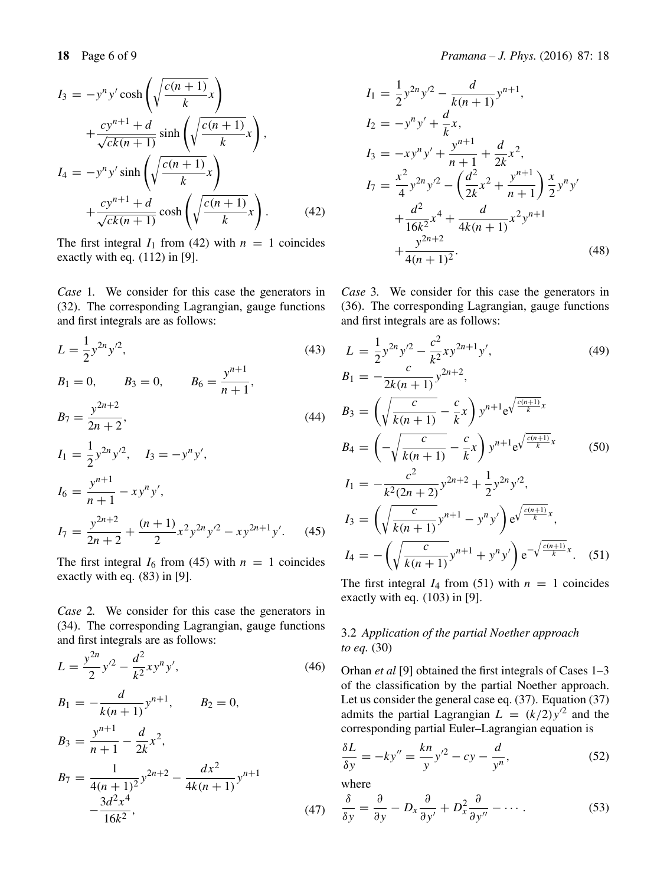$$I_3 = -y^n y' \cosh\left(\sqrt{\frac{c(n+1)}{k}}x\right) + \frac{cy^{n+1}+d}{\sqrt{ck(n+1)}} \sinh\left(\sqrt{\frac{c(n+1)}{k}}x\right),$$

$$I_4 = -y^n y' \sinh\left(\sqrt{\frac{c(n+1)}{k}}x\right) + \frac{cy^{n+1}+d}{\sqrt{ck(n+1)}} \cosh\left(\sqrt{\frac{c(n+1)}{k}}x\right). \tag{42}$$

The first integral $I_1$ from (42) with $n = 1$ coincides exactly with eq. (112) in [9].

*Case* 1. We consider for this case the generators in (32). The corresponding Lagrangian, gauge functions and first integrals are as follows:

$$L = \frac{1}{2}y^{2n}y'^2, \tag{43}$$

$$B_1 = 0, \qquad B_3 = 0, \qquad B_6 = \frac{y^{n+1}}{n+1},$$

$$B_7 = \frac{y^{2n+2}}{2n+2}, \tag{44}$$

$$I_1 = \frac{1}{2}y^{2n}y'^2, \quad I_3 = -y^n y',$$

$$I_6 = \frac{y^{n+1}}{n+1} - xy^n y',$$

$$I_7 = \frac{y^{2n+2}}{2n+2} + \frac{(n+1)}{2}x^2 y^{2n}y'^2 - xy^{2n+1}y'. \tag{45}$$

The first integral $I_6$ from (45) with $n = 1$ coincides exactly with eq. (83) in [9].

*Case* 2. We consider for this case the generators in (34). The corresponding Lagrangian, gauge functions and first integrals are as follows:

$$L = \frac{y^{2n}}{2}y'^2 - \frac{d^2}{k^2}xy^n y', \tag{46}$$

$$B_1 = -\frac{d}{k(n+1)}y^{n+1}, \qquad B_2 = 0,$$

$$B_3 = \frac{y^{n+1}}{n+1} - \frac{d}{2k}x^2,$$

$$B_7 = \frac{1}{4(n+1)^2}y^{2n+2} - \frac{dx^2}{4k(n+1)}y^{n+1} - \frac{3d^2x^4}{16k^2}, \tag{47}$$

$$I_1 = \frac{1}{2}y^{2n}y'^2 - \frac{d}{k(n+1)}y^{n+1},$$

$$I_2 = -y^n y' + \frac{d}{k}x,$$

$$I_3 = -xy^n y' + \frac{y^{n+1}}{n+1} + \frac{d}{2k}x^2,$$

$$I_7 = \frac{x^2}{4}y^{2n}y'^2 - \left(\frac{d^2}{2k}x^2 + \frac{y^{n+1}}{n+1}\right)\frac{x}{2}y^n y' + \frac{d^2}{16k^2}x^4 + \frac{d}{4k(n+1)}x^2 y^{n+1} + \frac{y^{2n+2}}{4(n+1)^2}. \tag{48}$$

*Case* 3. We consider for this case the generators in (36). The corresponding Lagrangian, gauge functions and first integrals are as follows:

$$L = \frac{1}{2}y^{2n}y'^2 - \frac{c^2}{k^2}xy^{2n+1}y', \tag{49}$$

$$B_1 = -\frac{c}{2k(n+1)}y^{2n+2},$$

$$B_3 = \left(\sqrt{\frac{c}{k(n+1)}} - \frac{c}{k}x\right)y^{n+1}e^{\sqrt{\frac{c(n+1)}{k}}x}$$

$$B_4 = \left(-\sqrt{\frac{c}{k(n+1)}} - \frac{c}{k}x\right)y^{n+1}e^{\sqrt{\frac{c(n+1)}{k}}x} \tag{50}$$

$$I_1 = -\frac{c^2}{k^2(2n+2)}y^{2n+2} + \frac{1}{2}y^{2n}y'^2,$$

$$I_3 = \left(\sqrt{\frac{c}{k(n+1)}}y^{n+1} - y^n y'\right)e^{\sqrt{\frac{c(n+1)}{k}}x},$$

$$I_4 = -\left(\sqrt{\frac{c}{k(n+1)}}y^{n+1} + y^n y'\right)e^{-\sqrt{\frac{c(n+1)}{k}}x}. \tag{51}$$

The first integral $I_4$ from (51) with $n = 1$ coincides exactly with eq. (103) in [9].

### 3.2 *Application of the partial Noether approach to eq.* (30)

Orhan *et al* [9] obtained the first integrals of Cases 1–3 of the classification by the partial Noether approach. Let us consider the general case eq. (37). Equation (37) admits the partial Lagrangian $L = (k/2)y'^2$ and the corresponding partial Euler–Lagrangian equation is

$$\frac{\delta L}{\delta y} = -ky'' = \frac{kn}{y}y'^2 - cy - \frac{d}{y^n}, \tag{52}$$

where

$$\frac{\delta}{\delta y} = \frac{\partial}{\partial y} - D_x\frac{\partial}{\partial y'} + D_x^2\frac{\partial}{\partial y''} - \cdots. \tag{53}$$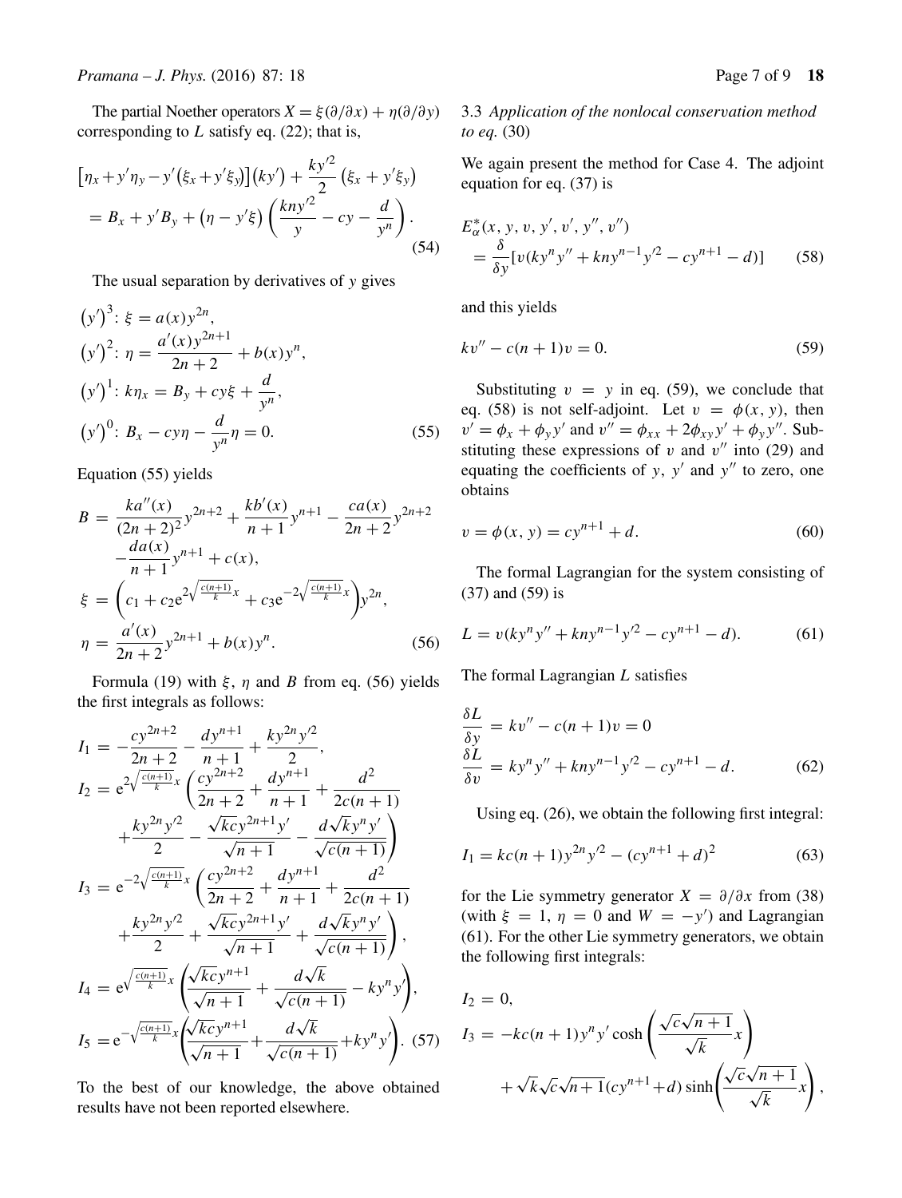The partial Noether operators $X = \xi(\partial/\partial x) + \eta(\partial/\partial y)$ corresponding to $L$ satisfy eq. (22); that is,

$$
\begin{aligned}
&\left[\eta_x + y'\eta_y - y'\left(\xi_x + y'\xi_y\right)\right](ky') + \frac{ky'^2}{2}\left(\xi_x + y'\xi_y\right) \\
&\quad = B_x + y'B_y + \left(\eta - y'\xi\right)\left(\frac{kny'^2}{y} - cy - \frac{d}{y^n}\right).
\end{aligned} \tag{54}
$$

The usual separation by derivatives of $y$ gives

$$
\begin{aligned}
&\left(y'\right)^3:\ \xi = a(x)y^{2n}, \\
&\left(y'\right)^2:\ \eta = \frac{a'(x)y^{2n+1}}{2n+2} + b(x)y^n, \\
&\left(y'\right)^1:\ k\eta_x = B_y + cy\xi + \frac{d}{y^n}, \\
&\left(y'\right)^0:\ B_x - cy\eta - \frac{d}{y^n}\eta = 0.
\end{aligned} \tag{55}
$$

Equation (55) yields

$$
\begin{aligned}
B &= \frac{ka''(x)}{(2n+2)^2}y^{2n+2} + \frac{kb'(x)}{n+1}y^{n+1} - \frac{ca(x)}{2n+2}y^{2n+2} \\
&\quad - \frac{da(x)}{n+1}y^{n+1} + c(x), \\
\xi &= \left(c_1 + c_2 \mathrm{e}^{2\sqrt{\frac{c(n+1)}{k}}x} + c_3 \mathrm{e}^{-2\sqrt{\frac{c(n+1)}{k}}x}\right)y^{2n}, \\
\eta &= \frac{a'(x)}{2n+2}y^{2n+1} + b(x)y^n.
\end{aligned} \tag{56}
$$

Formula (19) with $\xi$, $\eta$ and $B$ from eq. (56) yields the first integrals as follows:

$$
\begin{aligned}
I_1 &= -\frac{cy^{2n+2}}{2n+2} - \frac{dy^{n+1}}{n+1} + \frac{ky^{2n}y'^2}{2}, \\
I_2 &= \mathrm{e}^{2\sqrt{\frac{c(n+1)}{k}}x}\left(\frac{cy^{2n+2}}{2n+2} + \frac{dy^{n+1}}{n+1} + \frac{d^2}{2c(n+1)}\right. \\
&\quad \left. + \frac{ky^{2n}y'^2}{2} - \frac{\sqrt{kc}y^{2n+1}y'}{\sqrt{n+1}} - \frac{d\sqrt{k}y^n y'}{\sqrt{c(n+1)}}\right) \\
I_3 &= \mathrm{e}^{-2\sqrt{\frac{c(n+1)}{k}}x}\left(\frac{cy^{2n+2}}{2n+2} + \frac{dy^{n+1}}{n+1} + \frac{d^2}{2c(n+1)}\right. \\
&\quad \left. + \frac{ky^{2n}y'^2}{2} + \frac{\sqrt{kc}y^{2n+1}y'}{\sqrt{n+1}} + \frac{d\sqrt{k}y^n y'}{\sqrt{c(n+1)}}\right), \\
I_4 &= \mathrm{e}^{\sqrt{\frac{c(n+1)}{k}}x}\left(\frac{\sqrt{kc}y^{n+1}}{\sqrt{n+1}} + \frac{d\sqrt{k}}{\sqrt{c(n+1)}} - ky^n y'\right), \\
I_5 &= \mathrm{e}^{-\sqrt{\frac{c(n+1)}{k}}x}\left(\frac{\sqrt{kc}y^{n+1}}{\sqrt{n+1}} + \frac{d\sqrt{k}}{\sqrt{c(n+1)}} + ky^n y'\right).
\end{aligned} \tag{57}
$$

To the best of our knowledge, the above obtained results have not been reported elsewhere.

### 3.3 *Application of the nonlocal conservation method to eq.* (30)

We again present the method for Case 4. The adjoint equation for eq. (37) is

$$
\begin{aligned}
&E_\alpha^*(x, y, v, y', v', y'', v'') \\
&\quad = \frac{\delta}{\delta y}[v(ky^n y'' + kny^{n-1}y'^2 - cy^{n+1} - d)]
\end{aligned} \tag{58}
$$

and this yields

$$
kv'' - c(n+1)v = 0. \tag{59}
$$

Substituting $v = y$ in eq. (59), we conclude that eq. (58) is not self-adjoint. Let $v = \phi(x, y)$, then $v' = \phi_x + \phi_y y'$ and $v'' = \phi_{xx} + 2\phi_{xy}y' + \phi_y y''$. Substituting these expressions of $v$ and $v''$ into (29) and equating the coefficients of $y$, $y'$ and $y''$ to zero, one obtains

$$
v = \phi(x, y) = cy^{n+1} + d. \tag{60}
$$

The formal Lagrangian for the system consisting of (37) and (59) is

$$
L = v(ky^n y'' + kny^{n-1}y'^2 - cy^{n+1} - d). \tag{61}
$$

The formal Lagrangian $L$ satisfies

$$
\begin{aligned}
\frac{\delta L}{\delta y} &= kv'' - c(n+1)v = 0 \\
\frac{\delta L}{\delta v} &= ky^n y'' + kny^{n-1}y'^2 - cy^{n+1} - d.
\end{aligned} \tag{62}
$$

Using eq. (26), we obtain the following first integral:

$$
I_1 = kc(n+1)y^{2n}y'^2 - (cy^{n+1} + d)^2 \tag{63}
$$

for the Lie symmetry generator $X = \partial/\partial x$ from (38) (with $\xi = 1$, $\eta = 0$ and $W = -y'$) and Lagrangian (61). For the other Lie symmetry generators, we obtain the following first integrals:

$$
\begin{aligned}
I_2 &= 0, \\
I_3 &= -kc(n+1)y^n y' \cosh\left(\frac{\sqrt{c}\sqrt{n+1}}{\sqrt{k}}x\right) \\
&\quad + \sqrt{k}\sqrt{c}\sqrt{n+1}(cy^{n+1} + d)\sinh\left(\frac{\sqrt{c}\sqrt{n+1}}{\sqrt{k}}x\right),
\end{aligned}
$$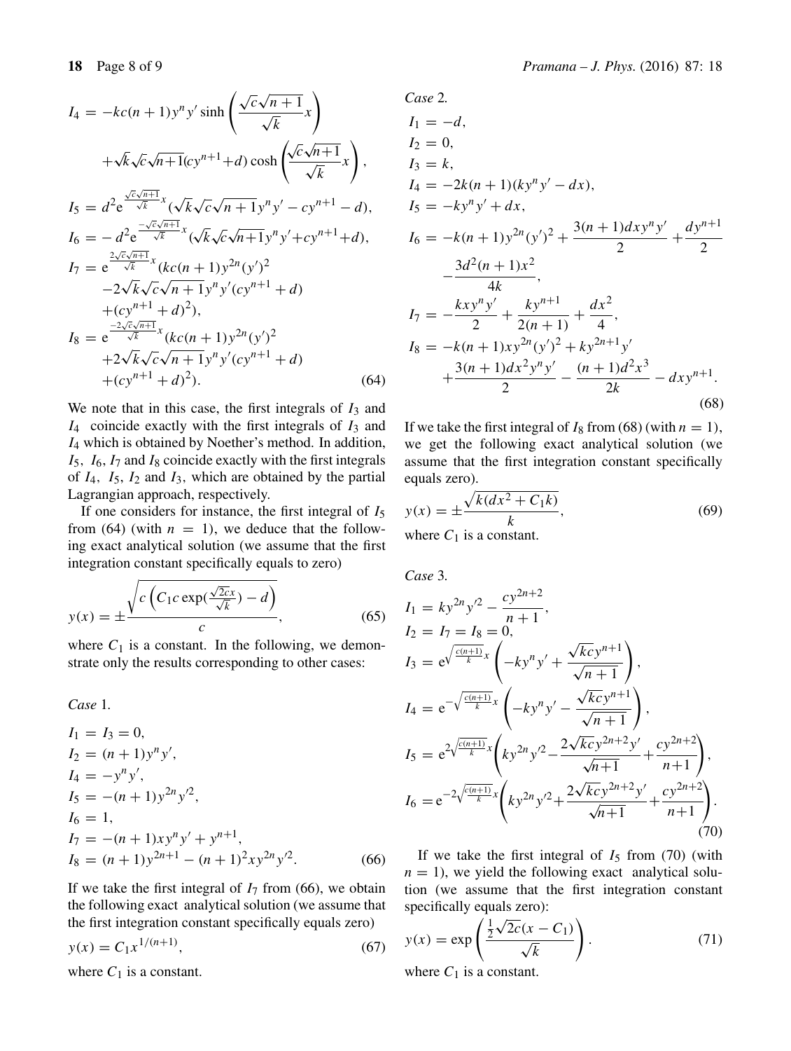$$
\begin{aligned}
I_4 &= -kc(n+1)y^n y' \sinh\left(\frac{\sqrt{c}\sqrt{n+1}}{\sqrt{k}}x\right) \\
&\quad + \sqrt{k}\sqrt{c}\sqrt{n+1}(cy^{n+1}+d)\cosh\left(\frac{\sqrt{c}\sqrt{n+1}}{\sqrt{k}}x\right), \\
I_5 &= d^2 \mathrm{e}^{\frac{\sqrt{c}\sqrt{n+1}}{\sqrt{k}}x}(\sqrt{k}\sqrt{c}\sqrt{n+1}y^n y' - cy^{n+1} - d), \\
I_6 &= -d^2 \mathrm{e}^{\frac{-\sqrt{c}\sqrt{n+1}}{\sqrt{k}}x}(\sqrt{k}\sqrt{c}\sqrt{n+1}y^n y' + cy^{n+1} + d), \\
I_7 &= \mathrm{e}^{\frac{2\sqrt{c}\sqrt{n+1}}{\sqrt{k}}x}(kc(n+1)y^{2n}(y')^2 \\
&\quad -2\sqrt{k}\sqrt{c}\sqrt{n+1}y^n y'(cy^{n+1}+d) \\
&\quad +(cy^{n+1}+d)^2), \\
I_8 &= \mathrm{e}^{\frac{-2\sqrt{c}\sqrt{n+1}}{\sqrt{k}}x}(kc(n+1)y^{2n}(y')^2 \\
&\quad +2\sqrt{k}\sqrt{c}\sqrt{n+1}y^n y'(cy^{n+1}+d) \\
&\quad +(cy^{n+1}+d)^2).
\end{aligned} \tag{64}
$$

We note that in this case, the first integrals of $I_3$ and $I_4$ coincide exactly with the first integrals of $I_3$ and $I_4$ which is obtained by Noether's method. In addition, $I_5$, $I_6$, $I_7$ and $I_8$ coincide exactly with the first integrals of $I_4$, $I_5$, $I_2$ and $I_3$, which are obtained by the partial Lagrangian approach, respectively.

If one considers for instance, the first integral of $I_5$ from (64) (with $n = 1$), we deduce that the following exact analytical solution (we assume that the first integration constant specifically equals to zero)

$$
y(x) = \pm\frac{\sqrt{c\left(C_1 c \exp\left(\frac{\sqrt{2c}x}{\sqrt{k}}\right) - d\right)}}{c}, \tag{65}
$$

where $C_1$ is a constant. In the following, we demonstrate only the results corresponding to other cases:

*Case* 1.

$$
\begin{aligned}
I_1 &= I_3 = 0, \\
I_2 &= (n+1)y^n y', \\
I_4 &= -y^n y', \\
I_5 &= -(n+1)y^{2n}y'^2, \\
I_6 &= 1, \\
I_7 &= -(n+1)xy^n y' + y^{n+1}, \\
I_8 &= (n+1)y^{2n+1} - (n+1)^2 xy^{2n}y'^2.
\end{aligned} \tag{66}
$$

If we take the first integral of $I_7$ from (66), we obtain the following exact analytical solution (we assume that the first integration constant specifically equals zero)

$$
y(x) = C_1 x^{1/(n+1)}, \tag{67}
$$

where $C_1$ is a constant.

*Case* 2.

$$
\begin{aligned}
I_1 &= -d, \\
I_2 &= 0, \\
I_3 &= k, \\
I_4 &= -2k(n+1)(ky^n y' - dx), \\
I_5 &= -ky^n y' + dx, \\
I_6 &= -k(n+1)y^{2n}(y')^2 + \frac{3(n+1)dxy^n y'}{2} + \frac{dy^{n+1}}{2} \\
&\quad - \frac{3d^2(n+1)x^2}{4k}, \\
I_7 &= -\frac{kxy^n y'}{2} + \frac{ky^{n+1}}{2(n+1)} + \frac{dx^2}{4}, \\
I_8 &= -k(n+1)xy^{2n}(y')^2 + ky^{2n+1}y' \\
&\quad + \frac{3(n+1)dx^2 y^n y'}{2} - \frac{(n+1)d^2x^3}{2k} - dxy^{n+1}.
\end{aligned} \tag{68}
$$

If we take the first integral of $I_8$ from (68) (with $n = 1$), we get the following exact analytical solution (we assume that the first integration constant specifically equals zero).

$$
y(x) = \pm\frac{\sqrt{k(dx^2 + C_1 k)}}{k}, \tag{69}
$$

where $C_1$ is a constant.

*Case* 3.

$$
\begin{aligned}
I_1 &= ky^{2n}y'^2 - \frac{cy^{2n+2}}{n+1}, \\
I_2 &= I_7 = I_8 = 0, \\
I_3 &= \mathrm{e}^{\sqrt{\frac{c(n+1)}{k}}x}\left(-ky^n y' + \frac{\sqrt{kc}y^{n+1}}{\sqrt{n+1}}\right), \\
I_4 &= \mathrm{e}^{-\sqrt{\frac{c(n+1)}{k}}x}\left(-ky^n y' - \frac{\sqrt{kc}y^{n+1}}{\sqrt{n+1}}\right), \\
I_5 &= \mathrm{e}^{2\sqrt{\frac{c(n+1)}{k}}x}\left(ky^{2n}y'^2 - \frac{2\sqrt{kc}y^{2n+2}y'}{\sqrt{n+1}} + \frac{cy^{2n+2}}{n+1}\right), \\
I_6 &= \mathrm{e}^{-2\sqrt{\frac{c(n+1)}{k}}x}\left(ky^{2n}y'^2 + \frac{2\sqrt{kc}y^{2n+2}y'}{\sqrt{n+1}} + \frac{cy^{2n+2}}{n+1}\right).
\end{aligned} \tag{70}
$$

If we take the first integral of $I_5$ from (70) (with $n = 1$), we yield the following exact analytical solution (we assume that the first integration constant specifically equals zero):

$$
y(x) = \exp\left(\frac{\frac{1}{2}\sqrt{2c}(x - C_1)}{\sqrt{k}}\right). \tag{71}
$$

where $C_1$ is a constant.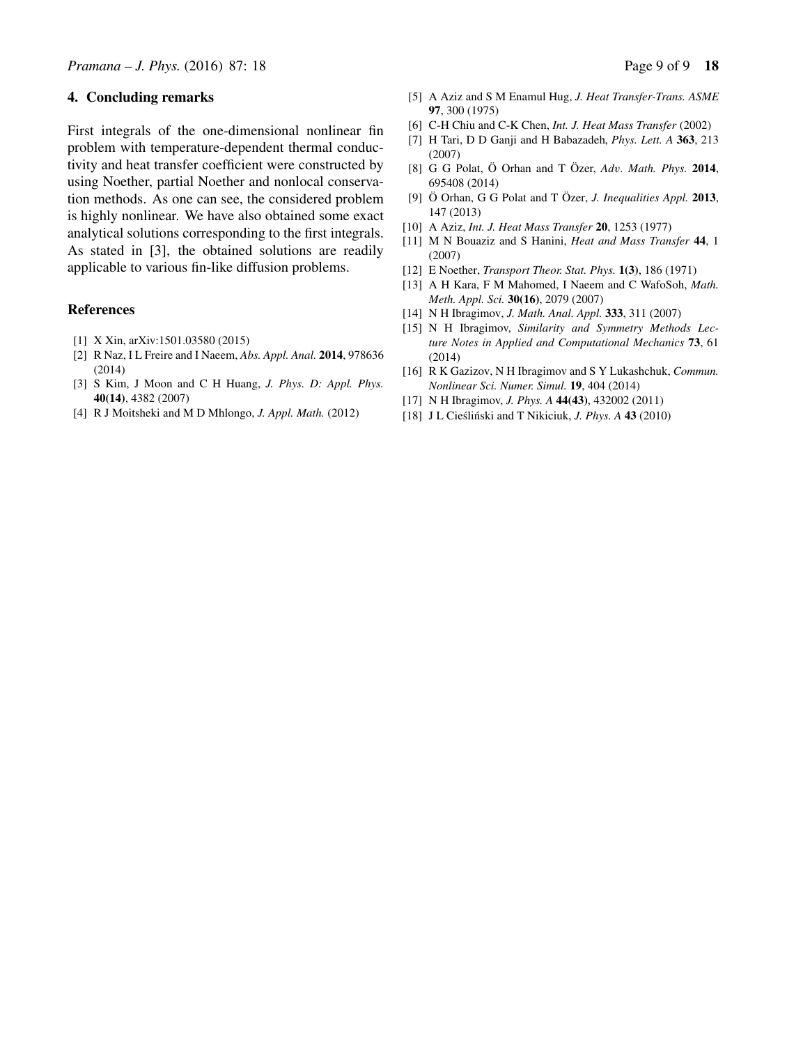## 4. Concluding remarks

First integrals of the one-dimensional nonlinear fin problem with temperature-dependent thermal conductivity and heat transfer coefficient were constructed by using Noether, partial Noether and nonlocal conservation methods. As one can see, the considered problem is highly nonlinear. We have also obtained some exact analytical solutions corresponding to the first integrals. As stated in [3], the obtained solutions are readily applicable to various fin-like diffusion problems.

## References

[1] X Xin, arXiv:1501.03580 (2015)

[2] R Naz, I L Freire and I Naeem, *Abs. Appl. Anal.* **2014**, 978636 (2014)

[3] S Kim, J Moon and C H Huang, *J. Phys. D: Appl. Phys.* **40(14)**, 4382 (2007)

[4] R J Moitsheki and M D Mhlongo, *J. Appl. Math.* (2012)

[5] A Aziz and S M Enamul Hug, *J. Heat Transfer-Trans. ASME* **97**, 300 (1975)

[6] C-H Chiu and C-K Chen, *Int. J. Heat Mass Transfer* (2002)

[7] H Tari, D D Ganji and H Babazadeh, *Phys. Lett. A* **363**, 213 (2007)

[8] G G Polat, Ö Orhan and T Özer, *Adv. Math. Phys.* **2014**, 695408 (2014)

[9] Ö Orhan, G G Polat and T Özer, *J. Inequalities Appl.* **2013**, 147 (2013)

[10] A Aziz, *Int. J. Heat Mass Transfer* **20**, 1253 (1977)

[11] M N Bouaziz and S Hanini, *Heat and Mass Transfer* **44**, 1 (2007)

[12] E Noether, *Transport Theor. Stat. Phys.* **1(3)**, 186 (1971)

[13] A H Kara, F M Mahomed, I Naeem and C WafoSoh, *Math. Meth. Appl. Sci.* **30(16)**, 2079 (2007)

[14] N H Ibragimov, *J. Math. Anal. Appl.* **333**, 311 (2007)

[15] N H Ibragimov, *Similarity and Symmetry Methods Lecture Notes in Applied and Computational Mechanics* **73**, 61 (2014)

[16] R K Gazizov, N H Ibragimov and S Y Lukashchuk, *Commun. Nonlinear Sci. Numer. Simul.* **19**, 404 (2014)

[17] N H Ibragimov, *J. Phys. A* **44(43)**, 432002 (2011)

[18] J L Cieśliński and T Nikiciuk, *J. Phys. A* **43** (2010)